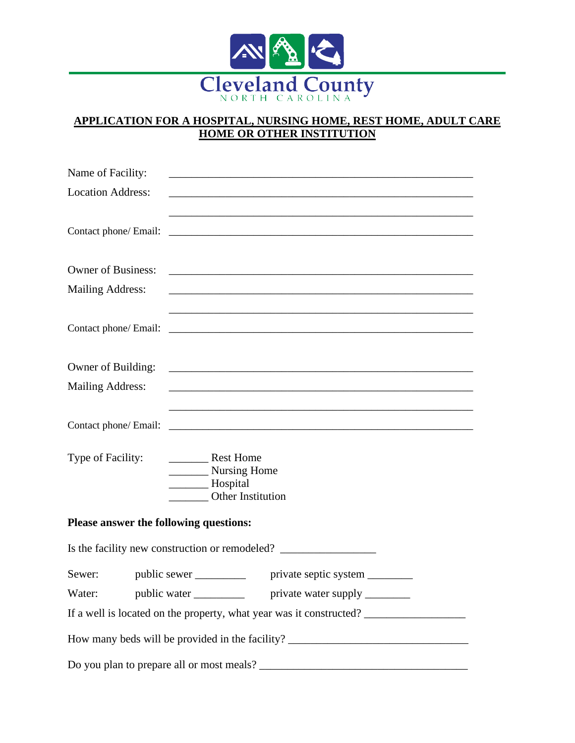Cleveland County
NORTH CAROLINA

# APPLICATION FOR A HOSPITAL, NURSING HOME, REST HOME, ADULT CARE HOME OR OTHER INSTITUTION

Name of Facility: ______________________________________________________

Location Address: ______________________________________________________

______________________________________________________

Contact phone/ Email: ______________________________________________________

Owner of Business: ______________________________________________________

Mailing Address: ______________________________________________________

______________________________________________________

Contact phone/ Email: ______________________________________________________

Owner of Building: ______________________________________________________

Mailing Address: ______________________________________________________

______________________________________________________

Contact phone/ Email: ______________________________________________________

Type of Facility:
_______ Rest Home
_______ Nursing Home
_______ Hospital
_______ Other Institution

**Please answer the following questions:**

Is the facility new construction or remodeled? _________________

Sewer: public sewer _________ private septic system ________

Water: public water _________ private water supply ________

If a well is located on the property, what year was it constructed? __________________

How many beds will be provided in the facility? ________________________________

Do you plan to prepare all or most meals? ______________________________________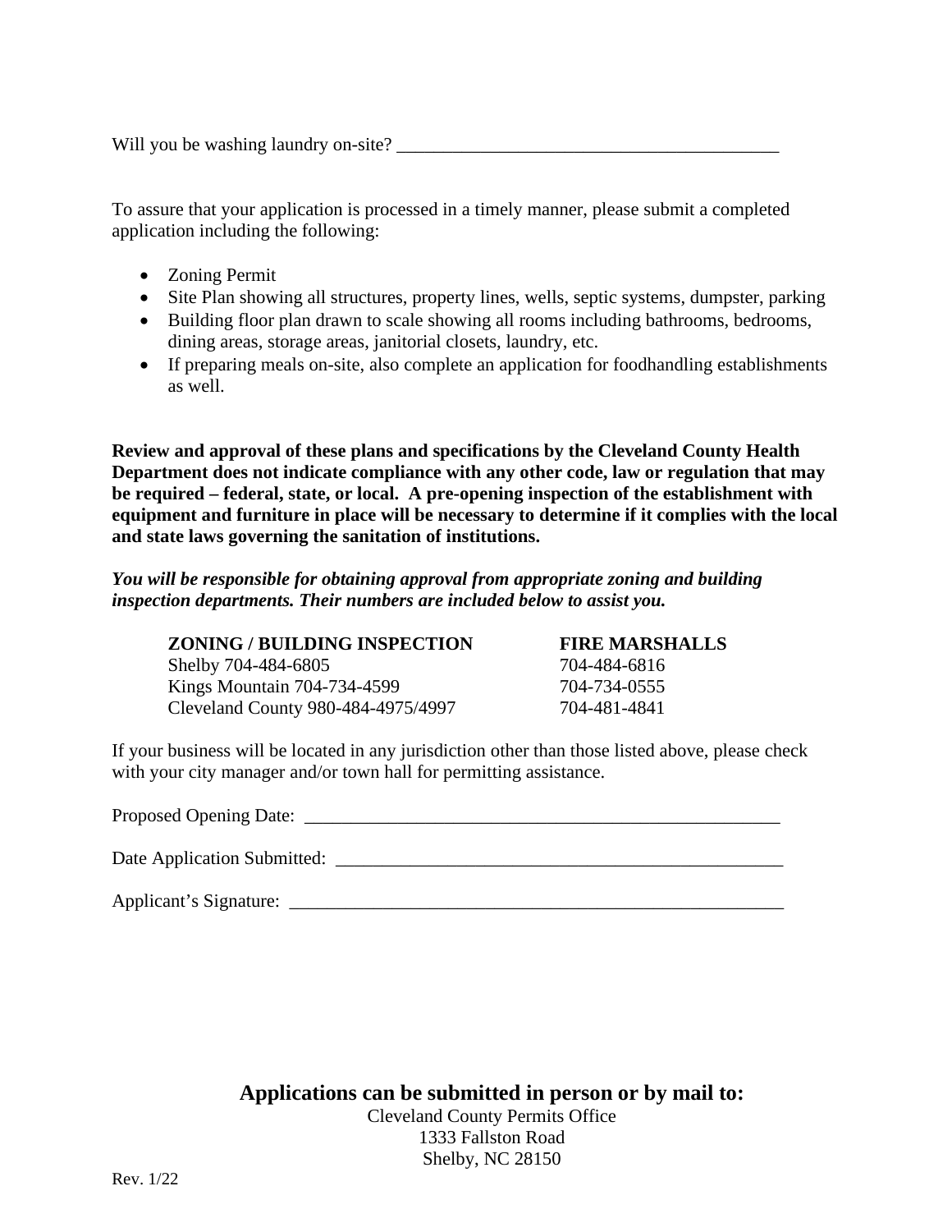Will you be washing laundry on-site? ___________________________________________

To assure that your application is processed in a timely manner, please submit a completed application including the following:

- Zoning Permit
- Site Plan showing all structures, property lines, wells, septic systems, dumpster, parking
- Building floor plan drawn to scale showing all rooms including bathrooms, bedrooms, dining areas, storage areas, janitorial closets, laundry, etc.
- If preparing meals on-site, also complete an application for foodhandling establishments as well.

**Review and approval of these plans and specifications by the Cleveland County Health Department does not indicate compliance with any other code, law or regulation that may be required – federal, state, or local. A pre-opening inspection of the establishment with equipment and furniture in place will be necessary to determine if it complies with the local and state laws governing the sanitation of institutions.**

***You will be responsible for obtaining approval from appropriate zoning and building inspection departments. Their numbers are included below to assist you.***

| ZONING / BUILDING INSPECTION | FIRE MARSHALLS |
|---|---|
| Shelby 704-484-6805 | 704-484-6816 |
| Kings Mountain 704-734-4599 | 704-734-0555 |
| Cleveland County 980-484-4975/4997 | 704-481-4841 |

If your business will be located in any jurisdiction other than those listed above, please check with your city manager and/or town hall for permitting assistance.

Proposed Opening Date: _____________________________________________________

Date Application Submitted: _________________________________________________

Applicant's Signature: ______________________________________________________

## Applications can be submitted in person or by mail to:

Cleveland County Permits Office
1333 Fallston Road
Shelby, NC 28150

Rev. 1/22